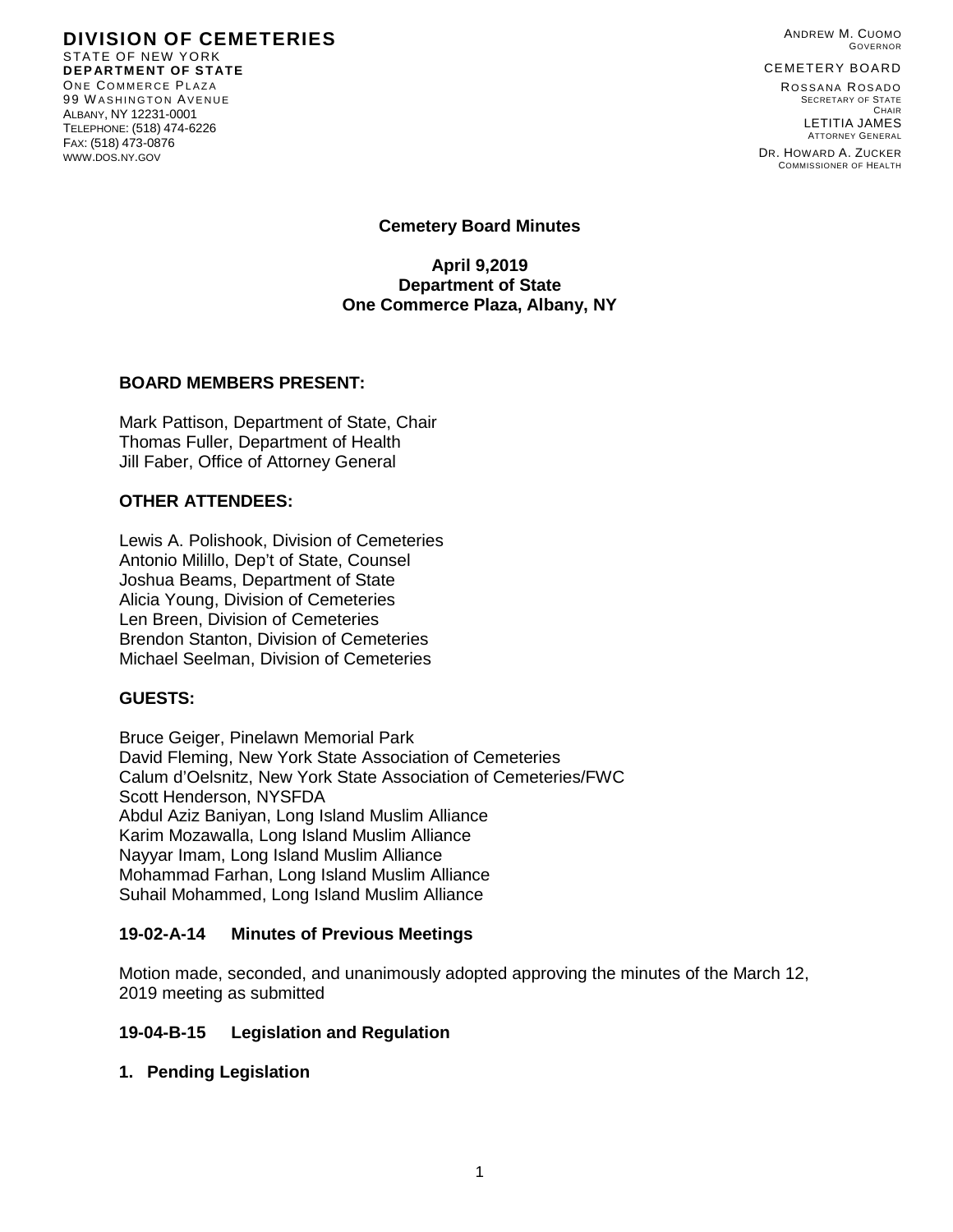**DIVISION OF CEMETERIES**
STATE OF NEW YORK
**DEPARTMENT OF STATE**
ONE COMMERCE PLAZA
99 WASHINGTON AVENUE
ALBANY, NY 12231-0001
TELEPHONE: (518) 474-6226
FAX: (518) 473-0876
WWW.DOS.NY.GOV

ANDREW M. CUOMO
GOVERNOR

CEMETERY BOARD

ROSSANA ROSADO
SECRETARY OF STATE
CHAIR

LETITIA JAMES
ATTORNEY GENERAL

DR. HOWARD A. ZUCKER
COMMISSIONER OF HEALTH

**Cemetery Board Minutes**

**April 9,2019**
**Department of State**
**One Commerce Plaza, Albany, NY**

**BOARD MEMBERS PRESENT:**

Mark Pattison, Department of State, Chair
Thomas Fuller, Department of Health
Jill Faber, Office of Attorney General

**OTHER ATTENDEES:**

Lewis A. Polishook, Division of Cemeteries
Antonio Milillo, Dep't of State, Counsel
Joshua Beams, Department of State
Alicia Young, Division of Cemeteries
Len Breen, Division of Cemeteries
Brendon Stanton, Division of Cemeteries
Michael Seelman, Division of Cemeteries

**GUESTS:**

Bruce Geiger, Pinelawn Memorial Park
David Fleming, New York State Association of Cemeteries
Calum d'Oelsnitz, New York State Association of Cemeteries/FWC
Scott Henderson, NYSFDA
Abdul Aziz Baniyan, Long Island Muslim Alliance
Karim Mozawalla, Long Island Muslim Alliance
Nayyar Imam, Long Island Muslim Alliance
Mohammad Farhan, Long Island Muslim Alliance
Suhail Mohammed, Long Island Muslim Alliance

**19-02-A-14 Minutes of Previous Meetings**

Motion made, seconded, and unanimously adopted approving the minutes of the March 12, 2019 meeting as submitted

**19-04-B-15 Legislation and Regulation**

1. **Pending Legislation**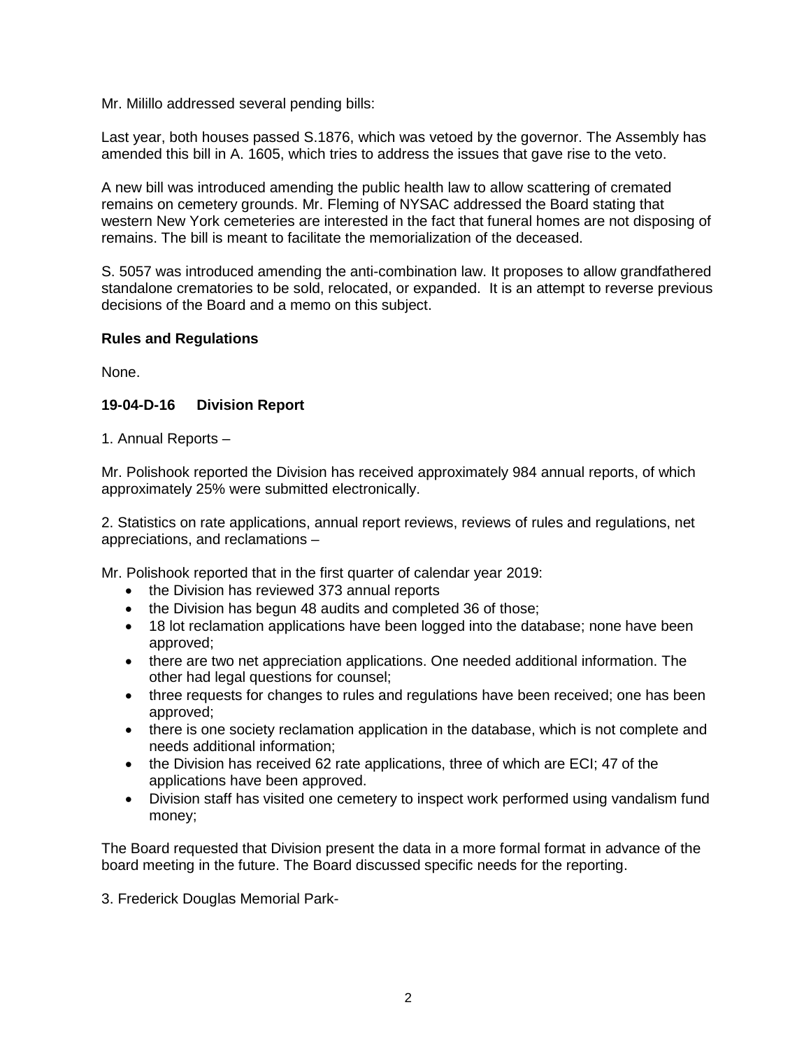Mr. Milillo addressed several pending bills:

Last year, both houses passed S.1876, which was vetoed by the governor. The Assembly has amended this bill in A. 1605, which tries to address the issues that gave rise to the veto.

A new bill was introduced amending the public health law to allow scattering of cremated remains on cemetery grounds. Mr. Fleming of NYSAC addressed the Board stating that western New York cemeteries are interested in the fact that funeral homes are not disposing of remains. The bill is meant to facilitate the memorialization of the deceased.

S. 5057 was introduced amending the anti-combination law. It proposes to allow grandfathered standalone crematories to be sold, relocated, or expanded. It is an attempt to reverse previous decisions of the Board and a memo on this subject.

**Rules and Regulations**

None.

**19-04-D-16 Division Report**

1. Annual Reports –

Mr. Polishook reported the Division has received approximately 984 annual reports, of which approximately 25% were submitted electronically.

2. Statistics on rate applications, annual report reviews, reviews of rules and regulations, net appreciations, and reclamations –

Mr. Polishook reported that in the first quarter of calendar year 2019:

- the Division has reviewed 373 annual reports
- the Division has begun 48 audits and completed 36 of those;
- 18 lot reclamation applications have been logged into the database; none have been approved;
- there are two net appreciation applications. One needed additional information. The other had legal questions for counsel;
- three requests for changes to rules and regulations have been received; one has been approved;
- there is one society reclamation application in the database, which is not complete and needs additional information;
- the Division has received 62 rate applications, three of which are ECI; 47 of the applications have been approved.
- Division staff has visited one cemetery to inspect work performed using vandalism fund money;

The Board requested that Division present the data in a more formal format in advance of the board meeting in the future. The Board discussed specific needs for the reporting.

3. Frederick Douglas Memorial Park-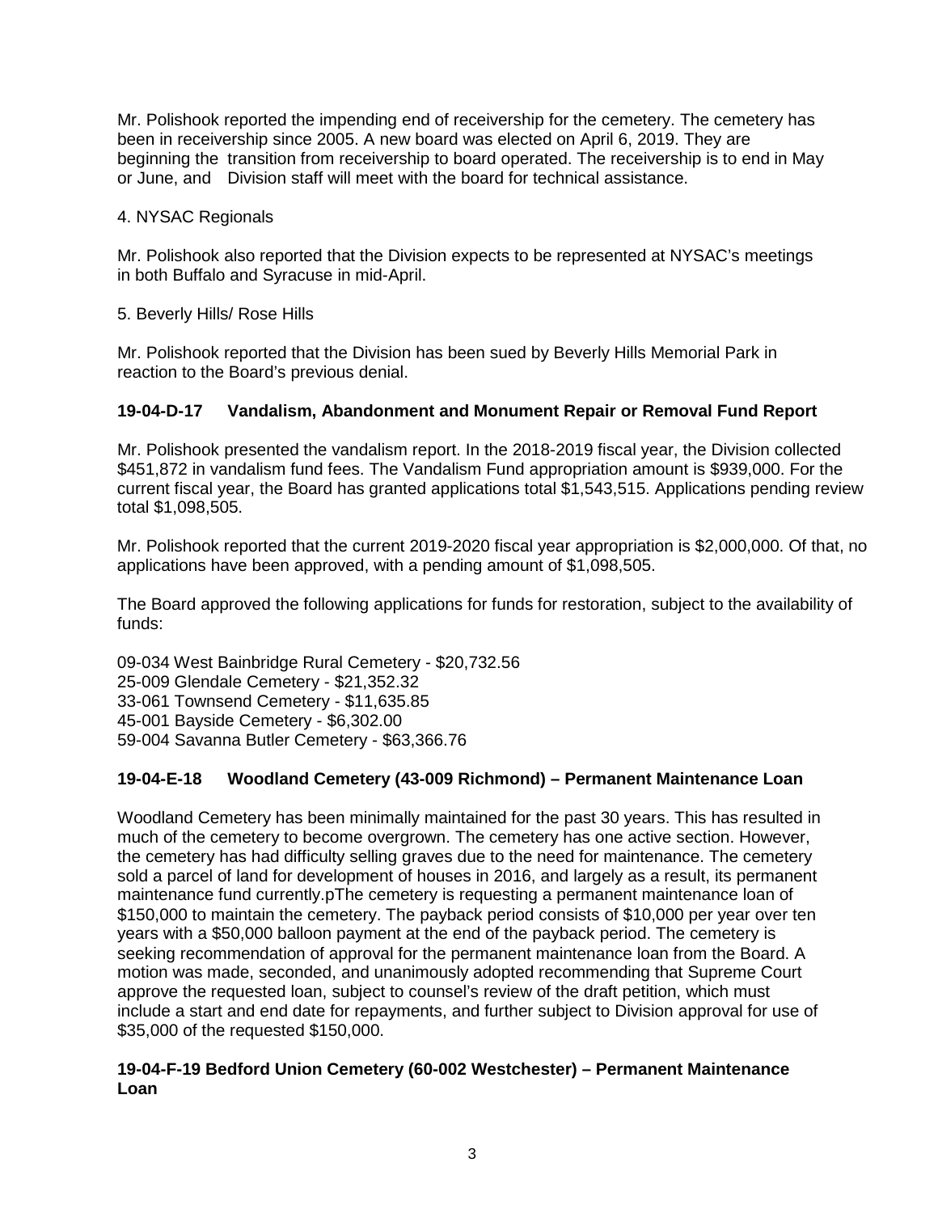Mr. Polishook reported the impending end of receivership for the cemetery. The cemetery has been in receivership since 2005. A new board was elected on April 6, 2019. They are beginning the transition from receivership to board operated. The receivership is to end in May or June, and Division staff will meet with the board for technical assistance.

4. NYSAC Regionals

Mr. Polishook also reported that the Division expects to be represented at NYSAC's meetings in both Buffalo and Syracuse in mid-April.

5. Beverly Hills/ Rose Hills

Mr. Polishook reported that the Division has been sued by Beverly Hills Memorial Park in reaction to the Board's previous denial.

**19-04-D-17 Vandalism, Abandonment and Monument Repair or Removal Fund Report**

Mr. Polishook presented the vandalism report. In the 2018-2019 fiscal year, the Division collected $451,872 in vandalism fund fees. The Vandalism Fund appropriation amount is $939,000. For the current fiscal year, the Board has granted applications total $1,543,515. Applications pending review total $1,098,505.

Mr. Polishook reported that the current 2019-2020 fiscal year appropriation is $2,000,000. Of that, no applications have been approved, with a pending amount of $1,098,505.

The Board approved the following applications for funds for restoration, subject to the availability of funds:

09-034 West Bainbridge Rural Cemetery - $20,732.56
25-009 Glendale Cemetery - $21,352.32
33-061 Townsend Cemetery - $11,635.85
45-001 Bayside Cemetery - $6,302.00
59-004 Savanna Butler Cemetery - $63,366.76

**19-04-E-18 Woodland Cemetery (43-009 Richmond) – Permanent Maintenance Loan**

Woodland Cemetery has been minimally maintained for the past 30 years. This has resulted in much of the cemetery to become overgrown. The cemetery has one active section. However, the cemetery has had difficulty selling graves due to the need for maintenance. The cemetery sold a parcel of land for development of houses in 2016, and largely as a result, its permanent maintenance fund currently.pThe cemetery is requesting a permanent maintenance loan of $150,000 to maintain the cemetery. The payback period consists of $10,000 per year over ten years with a $50,000 balloon payment at the end of the payback period. The cemetery is seeking recommendation of approval for the permanent maintenance loan from the Board. A motion was made, seconded, and unanimously adopted recommending that Supreme Court approve the requested loan, subject to counsel's review of the draft petition, which must include a start and end date for repayments, and further subject to Division approval for use of $35,000 of the requested $150,000.

**19-04-F-19 Bedford Union Cemetery (60-002 Westchester) – Permanent Maintenance Loan**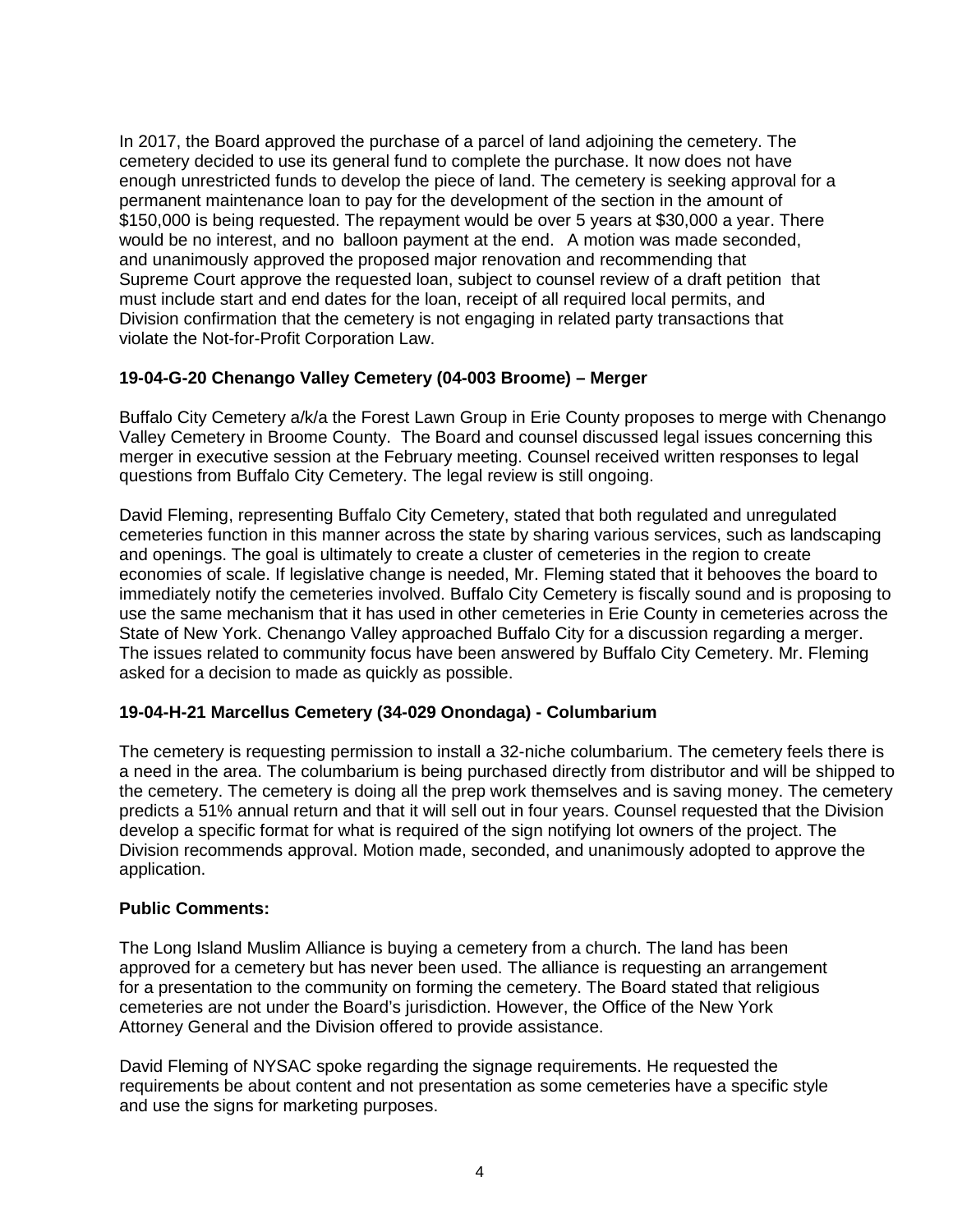In 2017, the Board approved the purchase of a parcel of land adjoining the cemetery. The cemetery decided to use its general fund to complete the purchase. It now does not have enough unrestricted funds to develop the piece of land. The cemetery is seeking approval for a permanent maintenance loan to pay for the development of the section in the amount of $150,000 is being requested. The repayment would be over 5 years at $30,000 a year. There would be no interest, and no balloon payment at the end. A motion was made seconded, and unanimously approved the proposed major renovation and recommending that Supreme Court approve the requested loan, subject to counsel review of a draft petition that must include start and end dates for the loan, receipt of all required local permits, and Division confirmation that the cemetery is not engaging in related party transactions that violate the Not-for-Profit Corporation Law.

**19-04-G-20 Chenango Valley Cemetery (04-003 Broome) – Merger**

Buffalo City Cemetery a/k/a the Forest Lawn Group in Erie County proposes to merge with Chenango Valley Cemetery in Broome County. The Board and counsel discussed legal issues concerning this merger in executive session at the February meeting. Counsel received written responses to legal questions from Buffalo City Cemetery. The legal review is still ongoing.

David Fleming, representing Buffalo City Cemetery, stated that both regulated and unregulated cemeteries function in this manner across the state by sharing various services, such as landscaping and openings. The goal is ultimately to create a cluster of cemeteries in the region to create economies of scale. If legislative change is needed, Mr. Fleming stated that it behooves the board to immediately notify the cemeteries involved. Buffalo City Cemetery is fiscally sound and is proposing to use the same mechanism that it has used in other cemeteries in Erie County in cemeteries across the State of New York. Chenango Valley approached Buffalo City for a discussion regarding a merger. The issues related to community focus have been answered by Buffalo City Cemetery. Mr. Fleming asked for a decision to made as quickly as possible.

**19-04-H-21 Marcellus Cemetery (34-029 Onondaga) - Columbarium**

The cemetery is requesting permission to install a 32-niche columbarium. The cemetery feels there is a need in the area. The columbarium is being purchased directly from distributor and will be shipped to the cemetery. The cemetery is doing all the prep work themselves and is saving money. The cemetery predicts a 51% annual return and that it will sell out in four years. Counsel requested that the Division develop a specific format for what is required of the sign notifying lot owners of the project. The Division recommends approval. Motion made, seconded, and unanimously adopted to approve the application.

**Public Comments:**

The Long Island Muslim Alliance is buying a cemetery from a church. The land has been approved for a cemetery but has never been used. The alliance is requesting an arrangement for a presentation to the community on forming the cemetery. The Board stated that religious cemeteries are not under the Board's jurisdiction. However, the Office of the New York Attorney General and the Division offered to provide assistance.

David Fleming of NYSAC spoke regarding the signage requirements. He requested the requirements be about content and not presentation as some cemeteries have a specific style and use the signs for marketing purposes.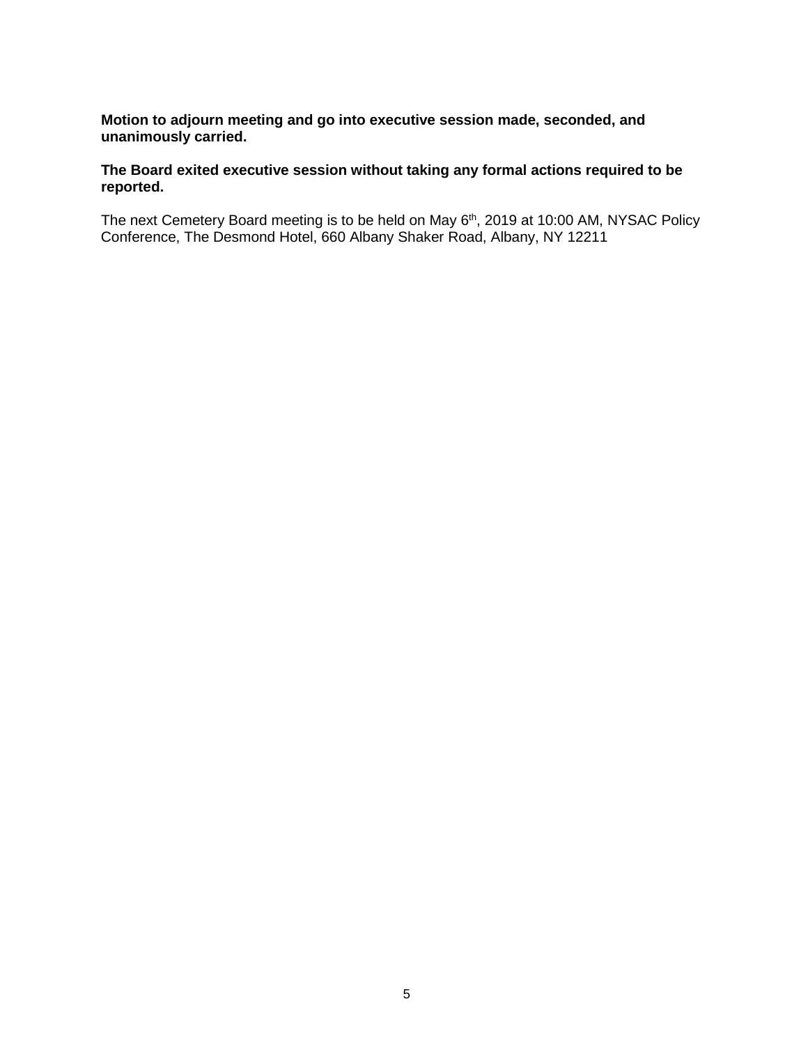**Motion to adjourn meeting and go into executive session made, seconded, and unanimously carried.**

**The Board exited executive session without taking any formal actions required to be reported.**

The next Cemetery Board meeting is to be held on May 6th, 2019 at 10:00 AM, NYSAC Policy Conference, The Desmond Hotel, 660 Albany Shaker Road, Albany, NY 12211